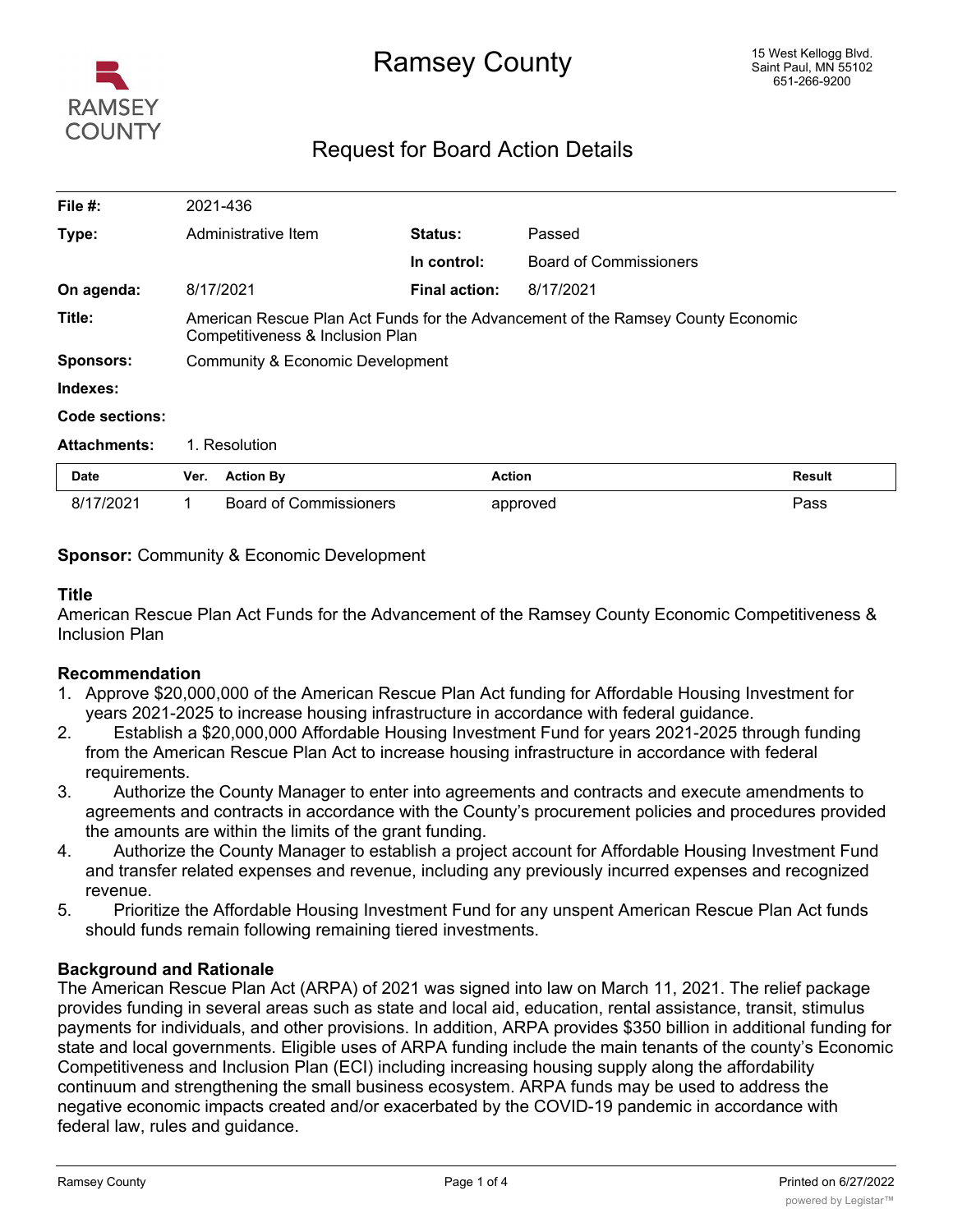# Ramsey County

15 West Kellogg Blvd.
Saint Paul, MN 55102
651-266-9200

## Request for Board Action Details

| | | | |
|---|---|---|---|
| **File #:** | 2021-436 | | |
| **Type:** | Administrative Item | **Status:** | Passed |
| | | **In control:** | Board of Commissioners |
| **On agenda:** | 8/17/2021 | **Final action:** | 8/17/2021 |
| **Title:** | American Rescue Plan Act Funds for the Advancement of the Ramsey County Economic Competitiveness & Inclusion Plan | | |
| **Sponsors:** | Community & Economic Development | | |
| **Indexes:** | | | |
| **Code sections:** | | | |
| **Attachments:** | 1. Resolution | | |

| Date | Ver. | Action By | Action | Result |
|---|---|---|---|---|
| 8/17/2021 | 1 | Board of Commissioners | approved | Pass |

**Sponsor:** Community & Economic Development

### Title

American Rescue Plan Act Funds for the Advancement of the Ramsey County Economic Competitiveness & Inclusion Plan

### Recommendation

1. Approve $20,000,000 of the American Rescue Plan Act funding for Affordable Housing Investment for years 2021-2025 to increase housing infrastructure in accordance with federal guidance.
2. Establish a $20,000,000 Affordable Housing Investment Fund for years 2021-2025 through funding from the American Rescue Plan Act to increase housing infrastructure in accordance with federal requirements.
3. Authorize the County Manager to enter into agreements and contracts and execute amendments to agreements and contracts in accordance with the County's procurement policies and procedures provided the amounts are within the limits of the grant funding.
4. Authorize the County Manager to establish a project account for Affordable Housing Investment Fund and transfer related expenses and revenue, including any previously incurred expenses and recognized revenue.
5. Prioritize the Affordable Housing Investment Fund for any unspent American Rescue Plan Act funds should funds remain following remaining tiered investments.

### Background and Rationale

The American Rescue Plan Act (ARPA) of 2021 was signed into law on March 11, 2021. The relief package provides funding in several areas such as state and local aid, education, rental assistance, transit, stimulus payments for individuals, and other provisions. In addition, ARPA provides $350 billion in additional funding for state and local governments. Eligible uses of ARPA funding include the main tenants of the county's Economic Competitiveness and Inclusion Plan (ECI) including increasing housing supply along the affordability continuum and strengthening the small business ecosystem. ARPA funds may be used to address the negative economic impacts created and/or exacerbated by the COVID-19 pandemic in accordance with federal law, rules and guidance.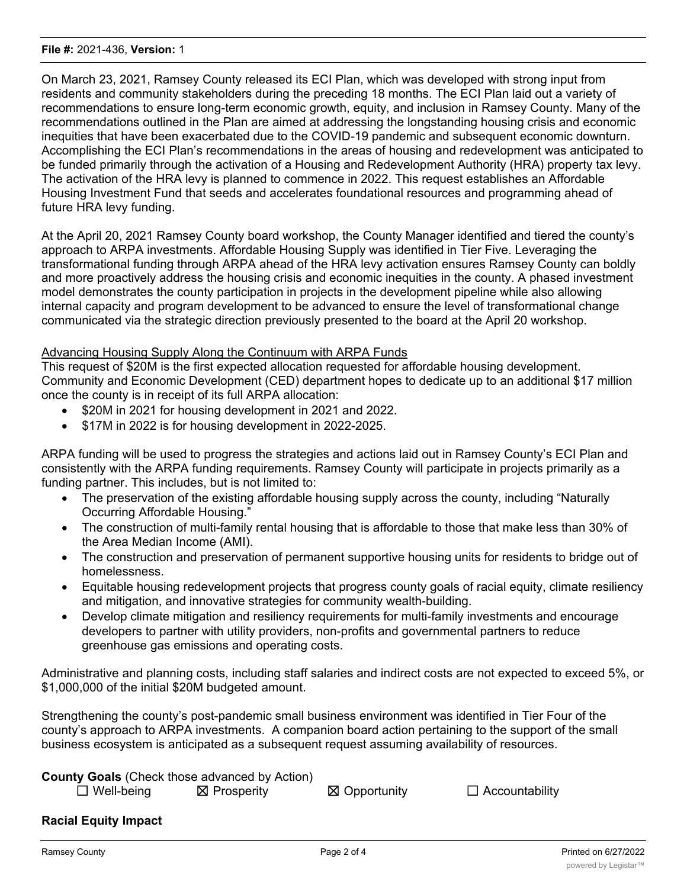On March 23, 2021, Ramsey County released its ECI Plan, which was developed with strong input from residents and community stakeholders during the preceding 18 months. The ECI Plan laid out a variety of recommendations to ensure long-term economic growth, equity, and inclusion in Ramsey County. Many of the recommendations outlined in the Plan are aimed at addressing the longstanding housing crisis and economic inequities that have been exacerbated due to the COVID-19 pandemic and subsequent economic downturn. Accomplishing the ECI Plan's recommendations in the areas of housing and redevelopment was anticipated to be funded primarily through the activation of a Housing and Redevelopment Authority (HRA) property tax levy. The activation of the HRA levy is planned to commence in 2022. This request establishes an Affordable Housing Investment Fund that seeds and accelerates foundational resources and programming ahead of future HRA levy funding.

At the April 20, 2021 Ramsey County board workshop, the County Manager identified and tiered the county's approach to ARPA investments. Affordable Housing Supply was identified in Tier Five. Leveraging the transformational funding through ARPA ahead of the HRA levy activation ensures Ramsey County can boldly and more proactively address the housing crisis and economic inequities in the county. A phased investment model demonstrates the county participation in projects in the development pipeline while also allowing internal capacity and program development to be advanced to ensure the level of transformational change communicated via the strategic direction previously presented to the board at the April 20 workshop.

<u>Advancing Housing Supply Along the Continuum with ARPA Funds</u>

This request of $20M is the first expected allocation requested for affordable housing development. Community and Economic Development (CED) department hopes to dedicate up to an additional $17 million once the county is in receipt of its full ARPA allocation:

- $20M in 2021 for housing development in 2021 and 2022.
- $17M in 2022 is for housing development in 2022-2025.

ARPA funding will be used to progress the strategies and actions laid out in Ramsey County's ECI Plan and consistently with the ARPA funding requirements. Ramsey County will participate in projects primarily as a funding partner. This includes, but is not limited to:

- The preservation of the existing affordable housing supply across the county, including "Naturally Occurring Affordable Housing."
- The construction of multi-family rental housing that is affordable to those that make less than 30% of the Area Median Income (AMI).
- The construction and preservation of permanent supportive housing units for residents to bridge out of homelessness.
- Equitable housing redevelopment projects that progress county goals of racial equity, climate resiliency and mitigation, and innovative strategies for community wealth-building.
- Develop climate mitigation and resiliency requirements for multi-family investments and encourage developers to partner with utility providers, non-profits and governmental partners to reduce greenhouse gas emissions and operating costs.

Administrative and planning costs, including staff salaries and indirect costs are not expected to exceed 5%, or $1,000,000 of the initial $20M budgeted amount.

Strengthening the county's post-pandemic small business environment was identified in Tier Four of the county's approach to ARPA investments. A companion board action pertaining to the support of the small business ecosystem is anticipated as a subsequent request assuming availability of resources.

**County Goals** (Check those advanced by Action)

☐ Well-being ☒ Prosperity ☒ Opportunity ☐ Accountability

**Racial Equity Impact**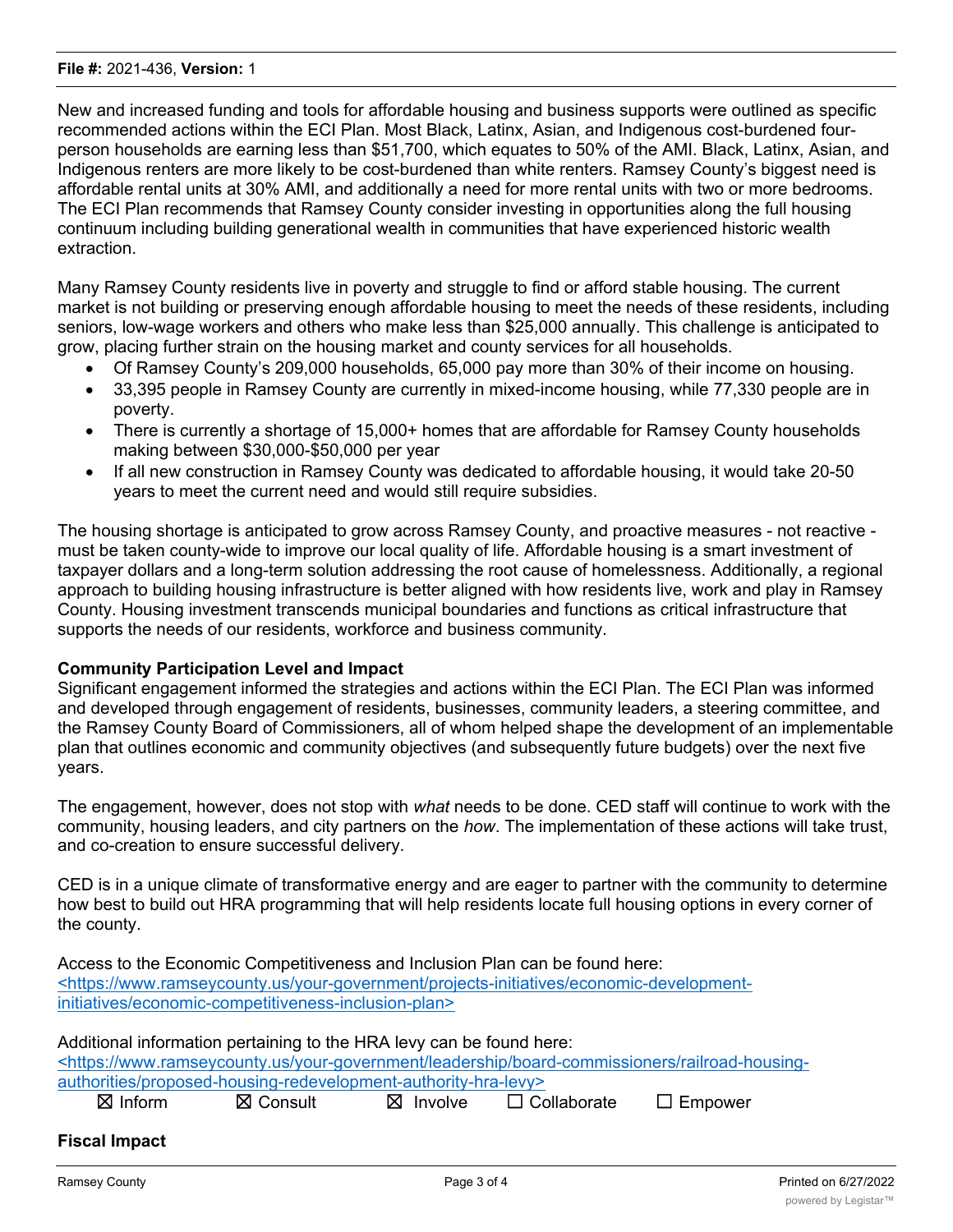New and increased funding and tools for affordable housing and business supports were outlined as specific recommended actions within the ECI Plan. Most Black, Latinx, Asian, and Indigenous cost-burdened four-person households are earning less than $51,700, which equates to 50% of the AMI. Black, Latinx, Asian, and Indigenous renters are more likely to be cost-burdened than white renters. Ramsey County's biggest need is affordable rental units at 30% AMI, and additionally a need for more rental units with two or more bedrooms. The ECI Plan recommends that Ramsey County consider investing in opportunities along the full housing continuum including building generational wealth in communities that have experienced historic wealth extraction.

Many Ramsey County residents live in poverty and struggle to find or afford stable housing. The current market is not building or preserving enough affordable housing to meet the needs of these residents, including seniors, low-wage workers and others who make less than $25,000 annually. This challenge is anticipated to grow, placing further strain on the housing market and county services for all households.

- Of Ramsey County's 209,000 households, 65,000 pay more than 30% of their income on housing.
- 33,395 people in Ramsey County are currently in mixed-income housing, while 77,330 people are in poverty.
- There is currently a shortage of 15,000+ homes that are affordable for Ramsey County households making between $30,000-$50,000 per year
- If all new construction in Ramsey County was dedicated to affordable housing, it would take 20-50 years to meet the current need and would still require subsidies.

The housing shortage is anticipated to grow across Ramsey County, and proactive measures - not reactive - must be taken county-wide to improve our local quality of life. Affordable housing is a smart investment of taxpayer dollars and a long-term solution addressing the root cause of homelessness. Additionally, a regional approach to building housing infrastructure is better aligned with how residents live, work and play in Ramsey County. Housing investment transcends municipal boundaries and functions as critical infrastructure that supports the needs of our residents, workforce and business community.

**Community Participation Level and Impact**

Significant engagement informed the strategies and actions within the ECI Plan. The ECI Plan was informed and developed through engagement of residents, businesses, community leaders, a steering committee, and the Ramsey County Board of Commissioners, all of whom helped shape the development of an implementable plan that outlines economic and community objectives (and subsequently future budgets) over the next five years.

The engagement, however, does not stop with *what* needs to be done. CED staff will continue to work with the community, housing leaders, and city partners on the *how*. The implementation of these actions will take trust, and co-creation to ensure successful delivery.

CED is in a unique climate of transformative energy and are eager to partner with the community to determine how best to build out HRA programming that will help residents locate full housing options in every corner of the county.

Access to the Economic Competitiveness and Inclusion Plan can be found here:
<https://www.ramseycounty.us/your-government/projects-initiatives/economic-development-initiatives/economic-competitiveness-inclusion-plan>

Additional information pertaining to the HRA levy can be found here:
<https://www.ramseycounty.us/your-government/leadership/board-commissioners/railroad-housing-authorities/proposed-housing-redevelopment-authority-hra-levy>

☒ Inform ☒ Consult ☒ Involve ☐ Collaborate ☐ Empower

**Fiscal Impact**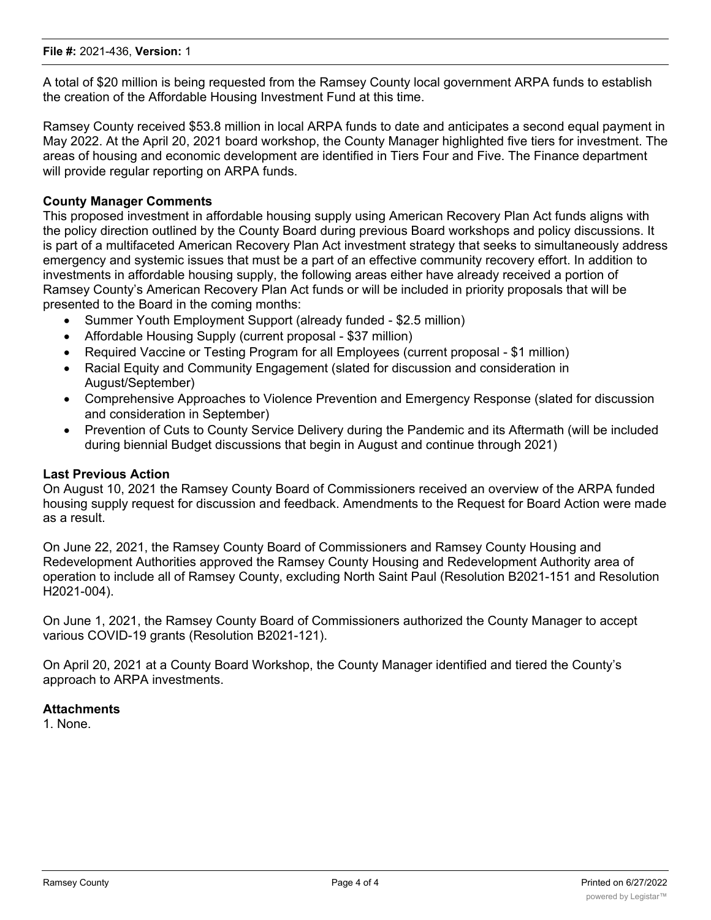A total of $20 million is being requested from the Ramsey County local government ARPA funds to establish the creation of the Affordable Housing Investment Fund at this time.

Ramsey County received $53.8 million in local ARPA funds to date and anticipates a second equal payment in May 2022. At the April 20, 2021 board workshop, the County Manager highlighted five tiers for investment. The areas of housing and economic development are identified in Tiers Four and Five. The Finance department will provide regular reporting on ARPA funds.

**County Manager Comments**

This proposed investment in affordable housing supply using American Recovery Plan Act funds aligns with the policy direction outlined by the County Board during previous Board workshops and policy discussions. It is part of a multifaceted American Recovery Plan Act investment strategy that seeks to simultaneously address emergency and systemic issues that must be a part of an effective community recovery effort. In addition to investments in affordable housing supply, the following areas either have already received a portion of Ramsey County's American Recovery Plan Act funds or will be included in priority proposals that will be presented to the Board in the coming months:

- Summer Youth Employment Support (already funded - $2.5 million)
- Affordable Housing Supply (current proposal - $37 million)
- Required Vaccine or Testing Program for all Employees (current proposal - $1 million)
- Racial Equity and Community Engagement (slated for discussion and consideration in August/September)
- Comprehensive Approaches to Violence Prevention and Emergency Response (slated for discussion and consideration in September)
- Prevention of Cuts to County Service Delivery during the Pandemic and its Aftermath (will be included during biennial Budget discussions that begin in August and continue through 2021)

**Last Previous Action**

On August 10, 2021 the Ramsey County Board of Commissioners received an overview of the ARPA funded housing supply request for discussion and feedback. Amendments to the Request for Board Action were made as a result.

On June 22, 2021, the Ramsey County Board of Commissioners and Ramsey County Housing and Redevelopment Authorities approved the Ramsey County Housing and Redevelopment Authority area of operation to include all of Ramsey County, excluding North Saint Paul (Resolution B2021-151 and Resolution H2021-004).

On June 1, 2021, the Ramsey County Board of Commissioners authorized the County Manager to accept various COVID-19 grants (Resolution B2021-121).

On April 20, 2021 at a County Board Workshop, the County Manager identified and tiered the County's approach to ARPA investments.

**Attachments**

1. None.